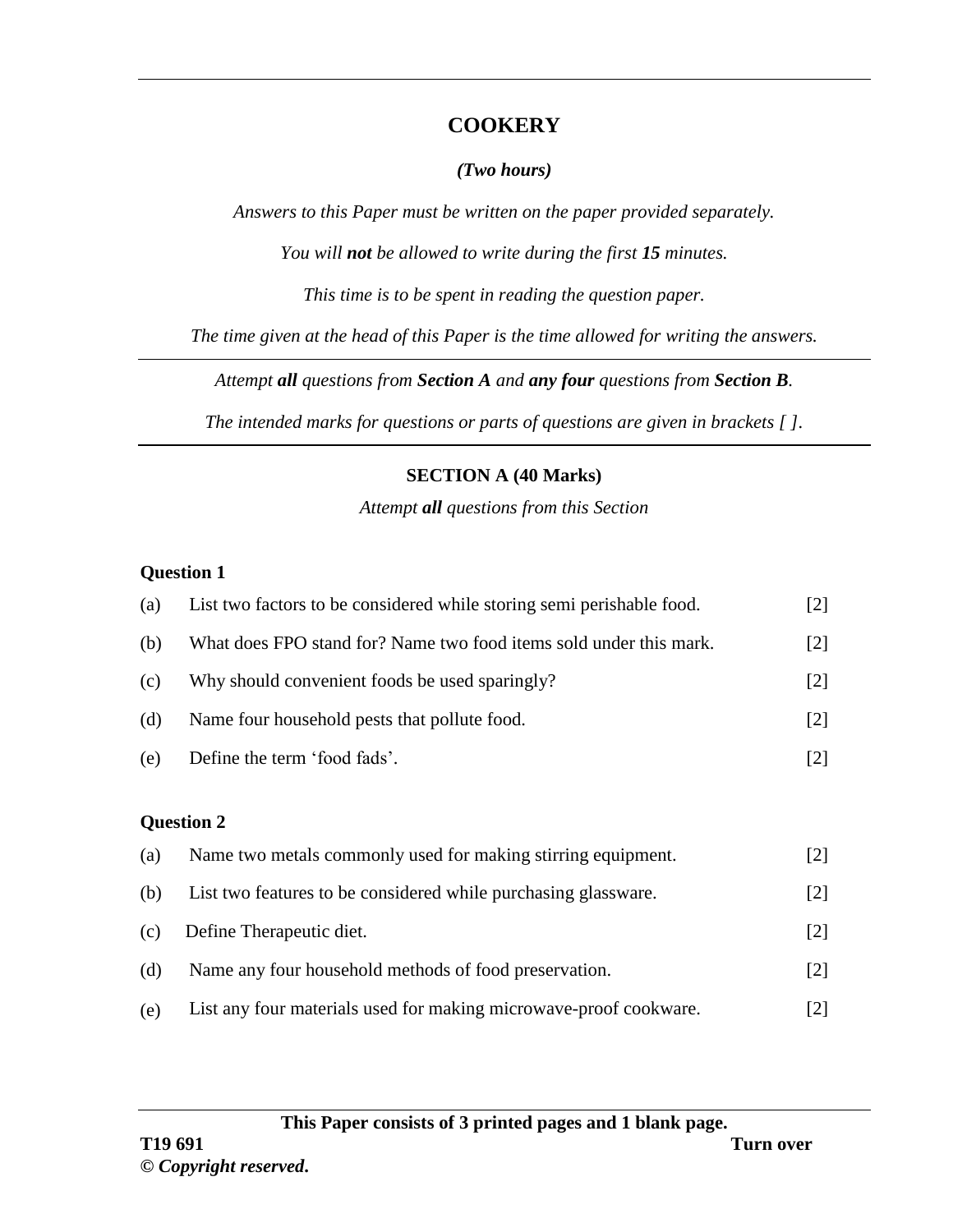# COOKERY

*(Two hours)*

*Answers to this Paper must be written on the paper provided separately.*

*You will **not** be allowed to write during the first **15** minutes.*

*This time is to be spent in reading the question paper.*

*The time given at the head of this Paper is the time allowed for writing the answers.*

---

*Attempt **all** questions from **Section A** and **any four** questions from **Section B**.*

*The intended marks for questions or parts of questions are given in brackets [ ].*

---

## SECTION A (40 Marks)

*Attempt **all** questions from this Section*

### Question 1

(a) List two factors to be considered while storing semi perishable food. [2]

(b) What does FPO stand for? Name two food items sold under this mark. [2]

(c) Why should convenient foods be used sparingly? [2]

(d) Name four household pests that pollute food. [2]

(e) Define the term 'food fads'. [2]

### Question 2

(a) Name two metals commonly used for making stirring equipment. [2]

(b) List two features to be considered while purchasing glassware. [2]

(c) Define Therapeutic diet. [2]

(d) Name any four household methods of food preservation. [2]

(e) List any four materials used for making microwave-proof cookware. [2]

---

**This Paper consists of 3 printed pages and 1 blank page.**

**T19 691**

***© Copyright reserved.***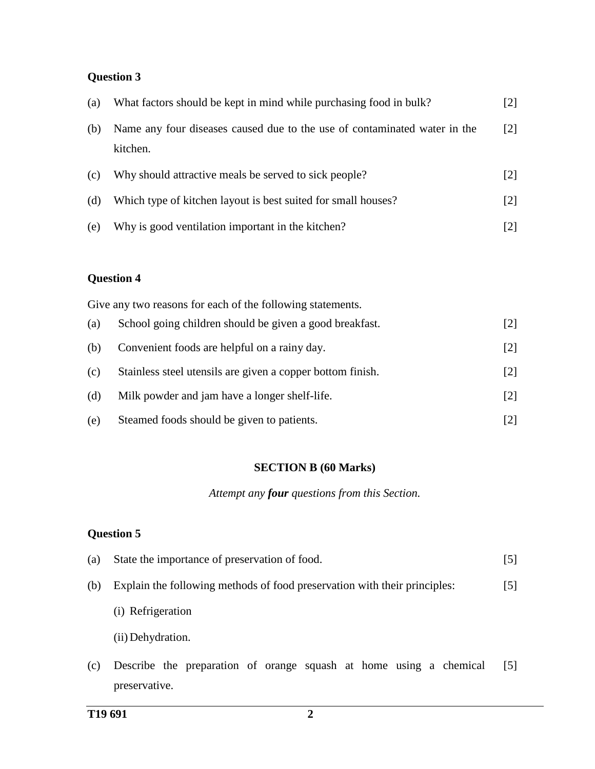### Question 3

(a) What factors should be kept in mind while purchasing food in bulk? [2]

(b) Name any four diseases caused due to the use of contaminated water in the kitchen. [2]

(c) Why should attractive meals be served to sick people? [2]

(d) Which type of kitchen layout is best suited for small houses? [2]

(e) Why is good ventilation important in the kitchen? [2]

### Question 4

Give any two reasons for each of the following statements.

(a) School going children should be given a good breakfast. [2]

(b) Convenient foods are helpful on a rainy day. [2]

(c) Stainless steel utensils are given a copper bottom finish. [2]

(d) Milk powder and jam have a longer shelf-life. [2]

(e) Steamed foods should be given to patients. [2]

## SECTION B (60 Marks)

*Attempt any **four** questions from this Section.*

### Question 5

(a) State the importance of preservation of food. [5]

(b) Explain the following methods of food preservation with their principles: [5]

(i) Refrigeration

(ii) Dehydration.

(c) Describe the preparation of orange squash at home using a chemical preservative. [5]

**T19 691**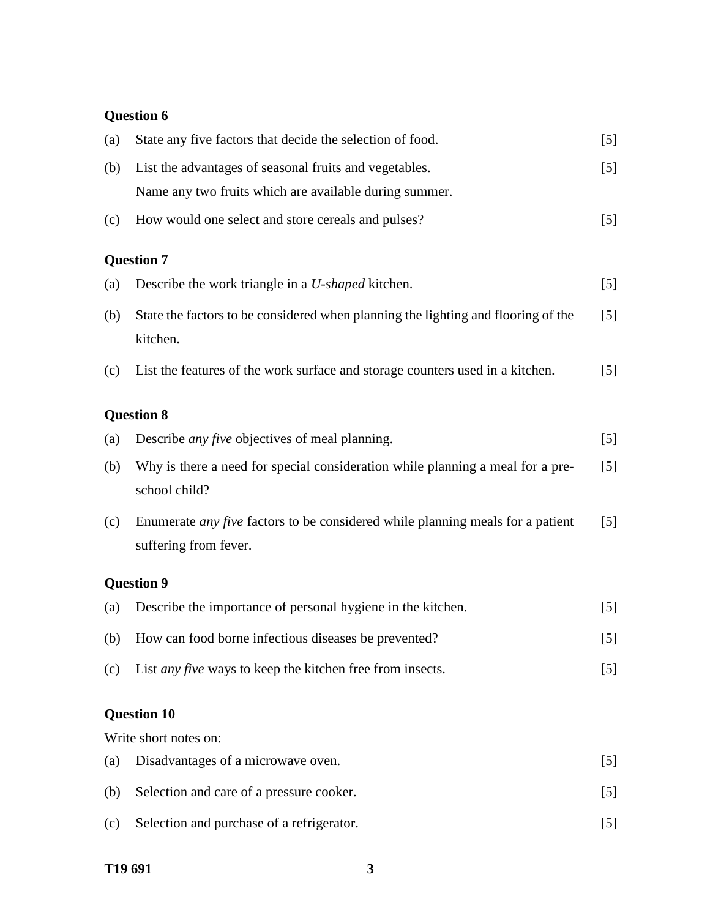**Question 6**

(a) State any five factors that decide the selection of food. [5]

(b) List the advantages of seasonal fruits and vegetables. [5]
Name any two fruits which are available during summer.

(c) How would one select and store cereals and pulses? [5]

**Question 7**

(a) Describe the work triangle in a *U-shaped* kitchen. [5]

(b) State the factors to be considered when planning the lighting and flooring of the kitchen. [5]

(c) List the features of the work surface and storage counters used in a kitchen. [5]

**Question 8**

(a) Describe *any five* objectives of meal planning. [5]

(b) Why is there a need for special consideration while planning a meal for a pre-school child? [5]

(c) Enumerate *any five* factors to be considered while planning meals for a patient suffering from fever. [5]

**Question 9**

(a) Describe the importance of personal hygiene in the kitchen. [5]

(b) How can food borne infectious diseases be prevented? [5]

(c) List *any five* ways to keep the kitchen free from insects. [5]

**Question 10**

Write short notes on:

(a) Disadvantages of a microwave oven. [5]

(b) Selection and care of a pressure cooker. [5]

(c) Selection and purchase of a refrigerator. [5]